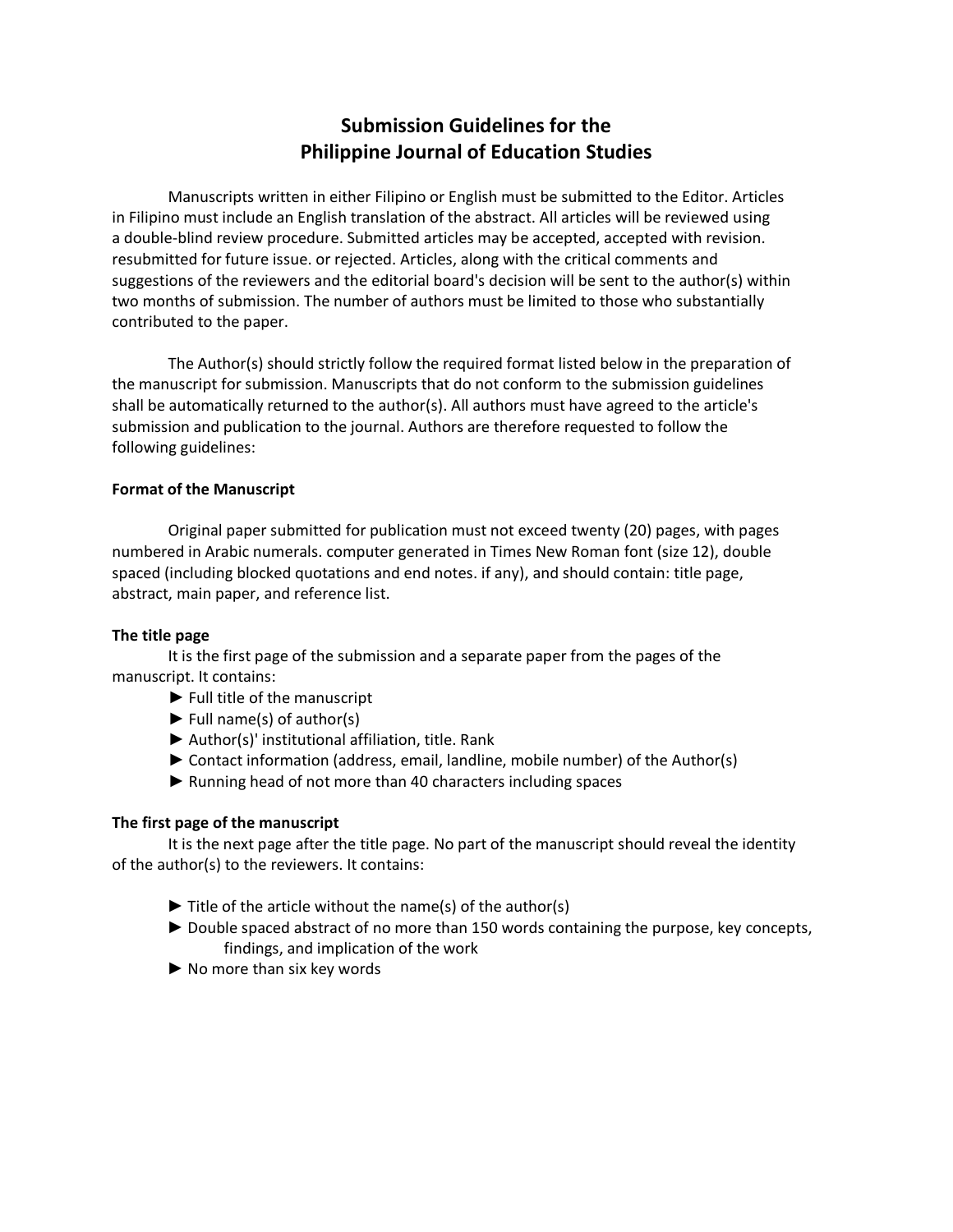# Submission Guidelines for the Philippine Journal of Education Studies

Manuscripts written in either Filipino or English must be submitted to the Editor. Articles in Filipino must include an English translation of the abstract. All articles will be reviewed using a double-blind review procedure. Submitted articles may be accepted, accepted with revision. resubmitted for future issue. or rejected. Articles, along with the critical comments and suggestions of the reviewers and the editorial board's decision will be sent to the author(s) within two months of submission. The number of authors must be limited to those who substantially contributed to the paper.

The Author(s) should strictly follow the required format listed below in the preparation of the manuscript for submission. Manuscripts that do not conform to the submission guidelines shall be automatically returned to the author(s). All authors must have agreed to the article's submission and publication to the journal. Authors are therefore requested to follow the following guidelines:

**Format of the Manuscript**

Original paper submitted for publication must not exceed twenty (20) pages, with pages numbered in Arabic numerals. computer generated in Times New Roman font (size 12), double spaced (including blocked quotations and end notes. if any), and should contain: title page, abstract, main paper, and reference list.

**The title page**

It is the first page of the submission and a separate paper from the pages of the manuscript. It contains:

- ► Full title of the manuscript
- ► Full name(s) of author(s)
- ► Author(s)' institutional affiliation, title. Rank
- ► Contact information (address, email, landline, mobile number) of the Author(s)
- ► Running head of not more than 40 characters including spaces

**The first page of the manuscript**

It is the next page after the title page. No part of the manuscript should reveal the identity of the author(s) to the reviewers. It contains:

- ► Title of the article without the name(s) of the author(s)
- ► Double spaced abstract of no more than 150 words containing the purpose, key concepts, findings, and implication of the work
- ► No more than six key words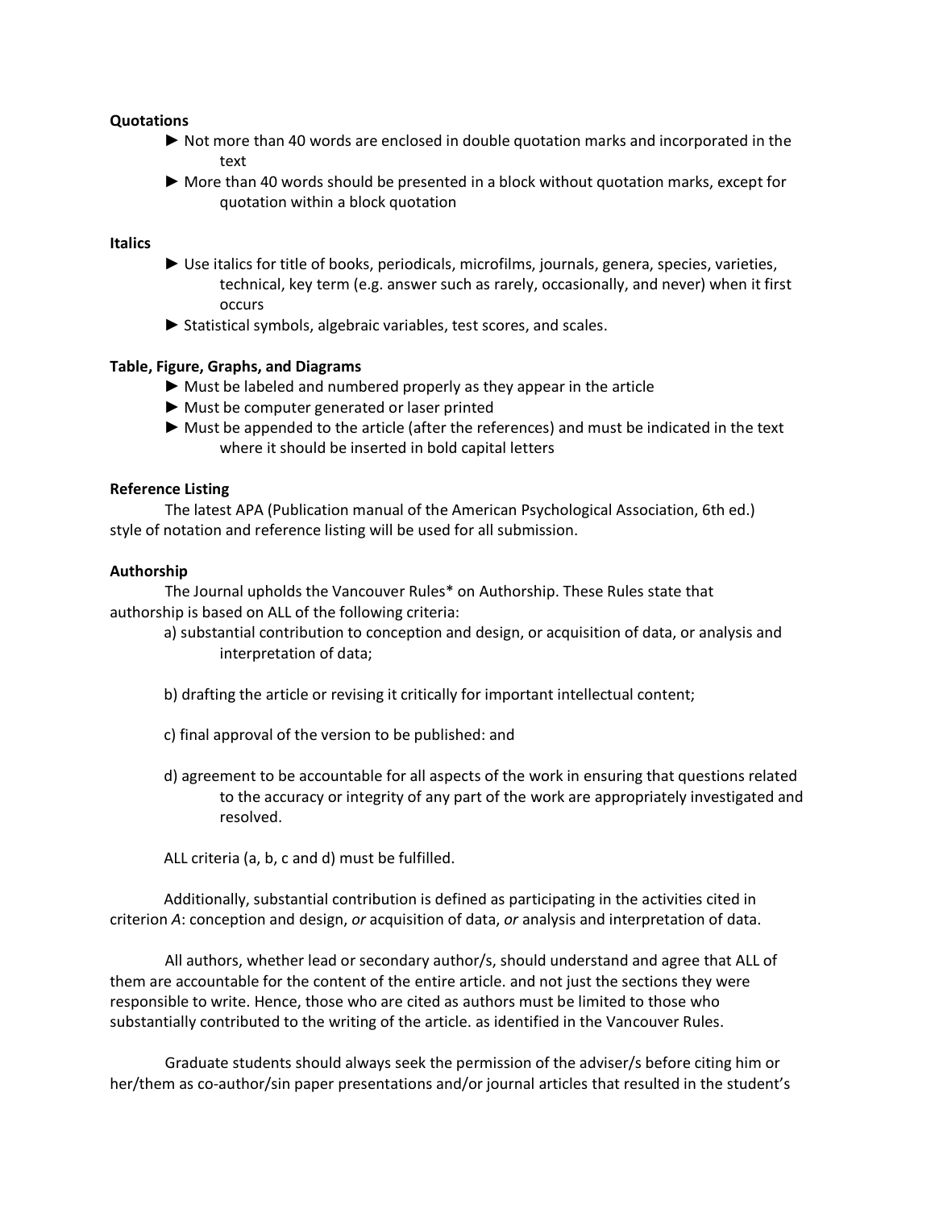**Quotations**

- ► Not more than 40 words are enclosed in double quotation marks and incorporated in the text
- ► More than 40 words should be presented in a block without quotation marks, except for quotation within a block quotation

**Italics**

- ► Use italics for title of books, periodicals, microfilms, journals, genera, species, varieties, technical, key term (e.g. answer such as rarely, occasionally, and never) when it first occurs
- ► Statistical symbols, algebraic variables, test scores, and scales.

**Table, Figure, Graphs, and Diagrams**

- ► Must be labeled and numbered properly as they appear in the article
- ► Must be computer generated or laser printed
- ► Must be appended to the article (after the references) and must be indicated in the text where it should be inserted in bold capital letters

**Reference Listing**

The latest APA (Publication manual of the American Psychological Association, 6th ed.) style of notation and reference listing will be used for all submission.

**Authorship**

The Journal upholds the Vancouver Rules* on Authorship. These Rules state that authorship is based on ALL of the following criteria:

a) substantial contribution to conception and design, or acquisition of data, or analysis and interpretation of data;

b) drafting the article or revising it critically for important intellectual content;

c) final approval of the version to be published: and

d) agreement to be accountable for all aspects of the work in ensuring that questions related to the accuracy or integrity of any part of the work are appropriately investigated and resolved.

ALL criteria (a, b, c and d) must be fulfilled.

Additionally, substantial contribution is defined as participating in the activities cited in criterion *A*: conception and design, *or* acquisition of data, *or* analysis and interpretation of data.

All authors, whether lead or secondary author/s, should understand and agree that ALL of them are accountable for the content of the entire article. and not just the sections they were responsible to write. Hence, those who are cited as authors must be limited to those who substantially contributed to the writing of the article. as identified in the Vancouver Rules.

Graduate students should always seek the permission of the adviser/s before citing him or her/them as co-author/sin paper presentations and/or journal articles that resulted in the student's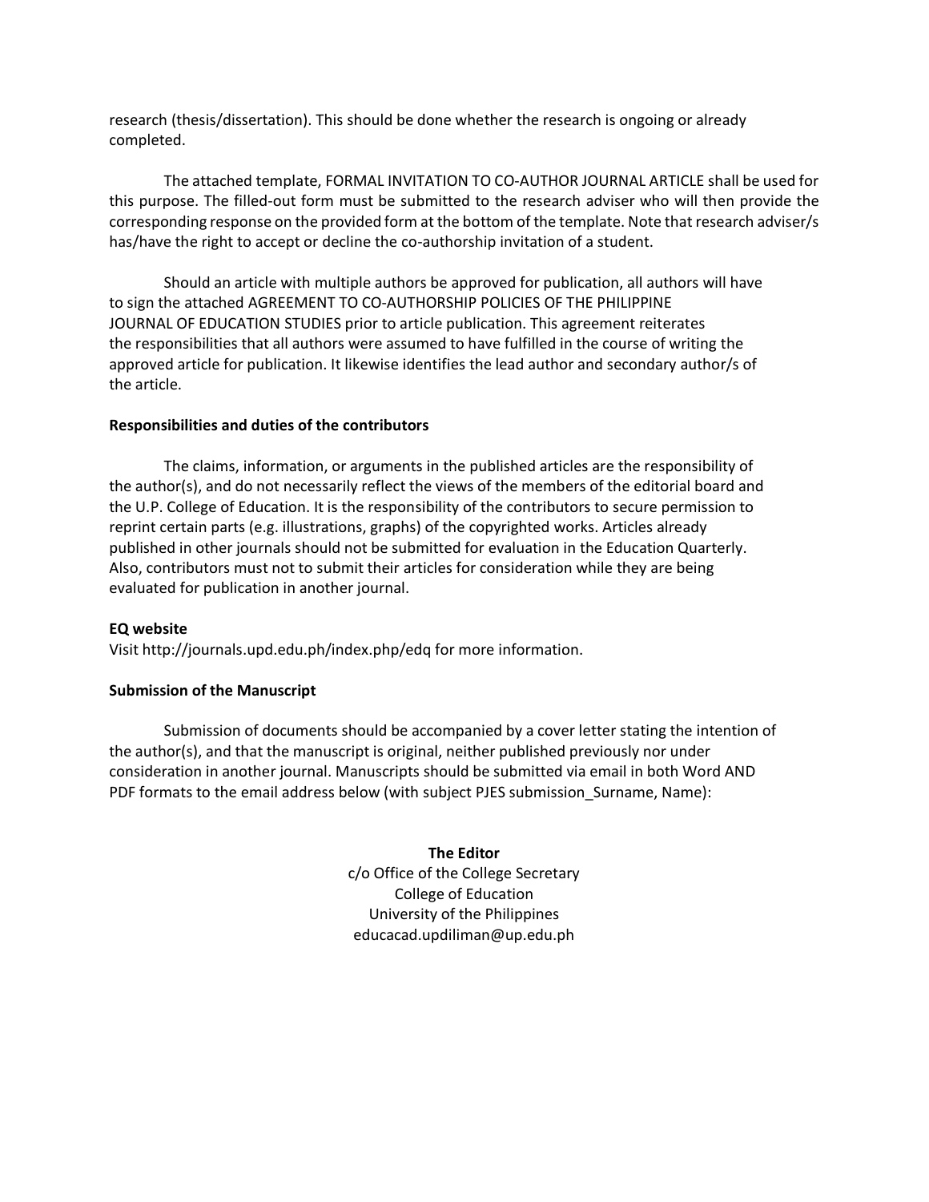research (thesis/dissertation). This should be done whether the research is ongoing or already completed.

The attached template, FORMAL INVITATION TO CO-AUTHOR JOURNAL ARTICLE shall be used for this purpose. The filled-out form must be submitted to the research adviser who will then provide the corresponding response on the provided form at the bottom of the template. Note that research adviser/s has/have the right to accept or decline the co-authorship invitation of a student.

Should an article with multiple authors be approved for publication, all authors will have to sign the attached AGREEMENT TO CO-AUTHORSHIP POLICIES OF THE PHILIPPINE JOURNAL OF EDUCATION STUDIES prior to article publication. This agreement reiterates the responsibilities that all authors were assumed to have fulfilled in the course of writing the approved article for publication. It likewise identifies the lead author and secondary author/s of the article.

**Responsibilities and duties of the contributors**

The claims, information, or arguments in the published articles are the responsibility of the author(s), and do not necessarily reflect the views of the members of the editorial board and the U.P. College of Education. It is the responsibility of the contributors to secure permission to reprint certain parts (e.g. illustrations, graphs) of the copyrighted works. Articles already published in other journals should not be submitted for evaluation in the Education Quarterly. Also, contributors must not to submit their articles for consideration while they are being evaluated for publication in another journal.

**EQ website**

Visit http://journals.upd.edu.ph/index.php/edq for more information.

**Submission of the Manuscript**

Submission of documents should be accompanied by a cover letter stating the intention of the author(s), and that the manuscript is original, neither published previously nor under consideration in another journal. Manuscripts should be submitted via email in both Word AND PDF formats to the email address below (with subject PJES submission_Surname, Name):

**The Editor**
c/o Office of the College Secretary
College of Education
University of the Philippines
educacad.updiliman@up.edu.ph